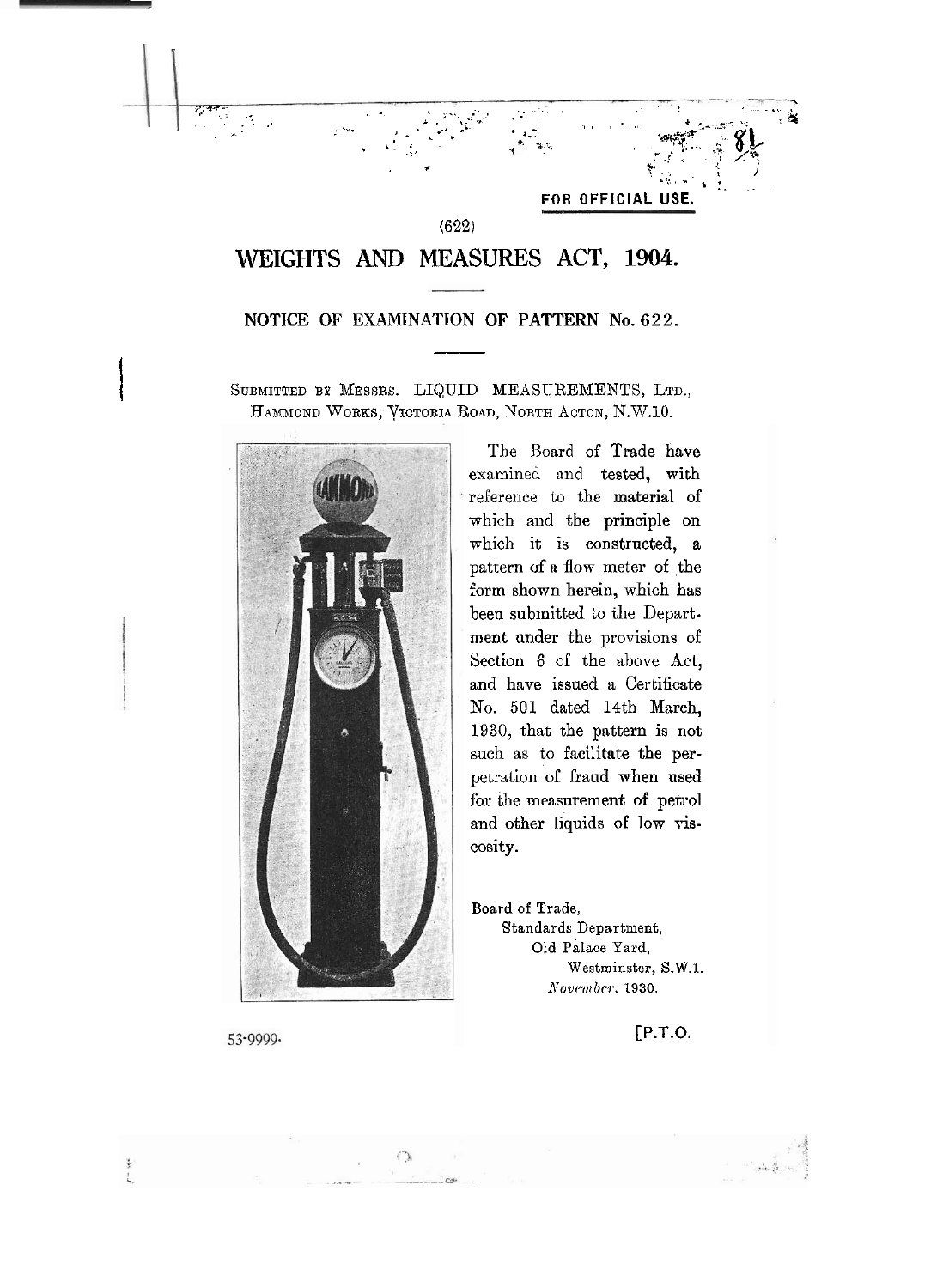FOR OFFICIAL USE.

(622)

# WEIGHTS AND MEASURES ACT, 1904.

## NOTICE OF EXAMINATION OF PATTERN No. 622.

SUBMITTED BY MESSRS. LIQUID MEASUREMENTS, LTD., HAMMOND WORKS, VICTORIA ROAD, NORTH ACTON, N.W.10.

The Board of Trade have examined and tested, with reference to the material of which and the principle on which it is constructed, a pattern of a flow meter of the form shown herein, which has been submitted to the Department under the provisions of Section 6 of the above Act, and have issued a Certificate No. 501 dated 14th March, 1930, that the pattern is not such as to facilitate the perpetration of fraud when used for the measurement of petrol and other liquids of low viscosity.

Board of Trade,
Standards Department,
Old Palace Yard,
Westminster, S.W.1.
*November*, 1930.

53-9999.

[P.T.O.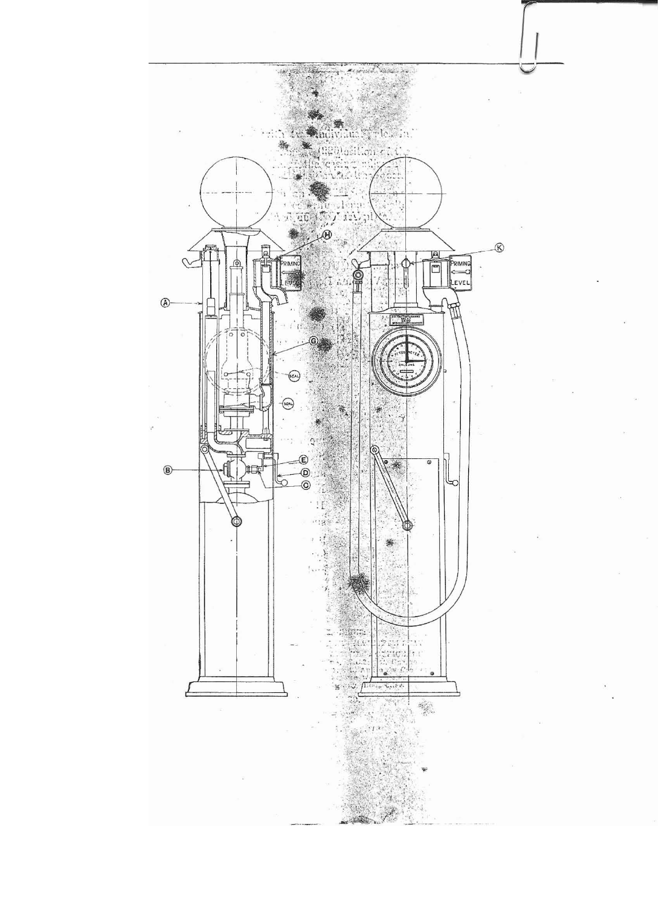H

PRIMING

LEVEL

A

G

SEAL

SEAL

E

B

D

C

K

PRIMING

LEVEL

PETROMETER

GALLONS